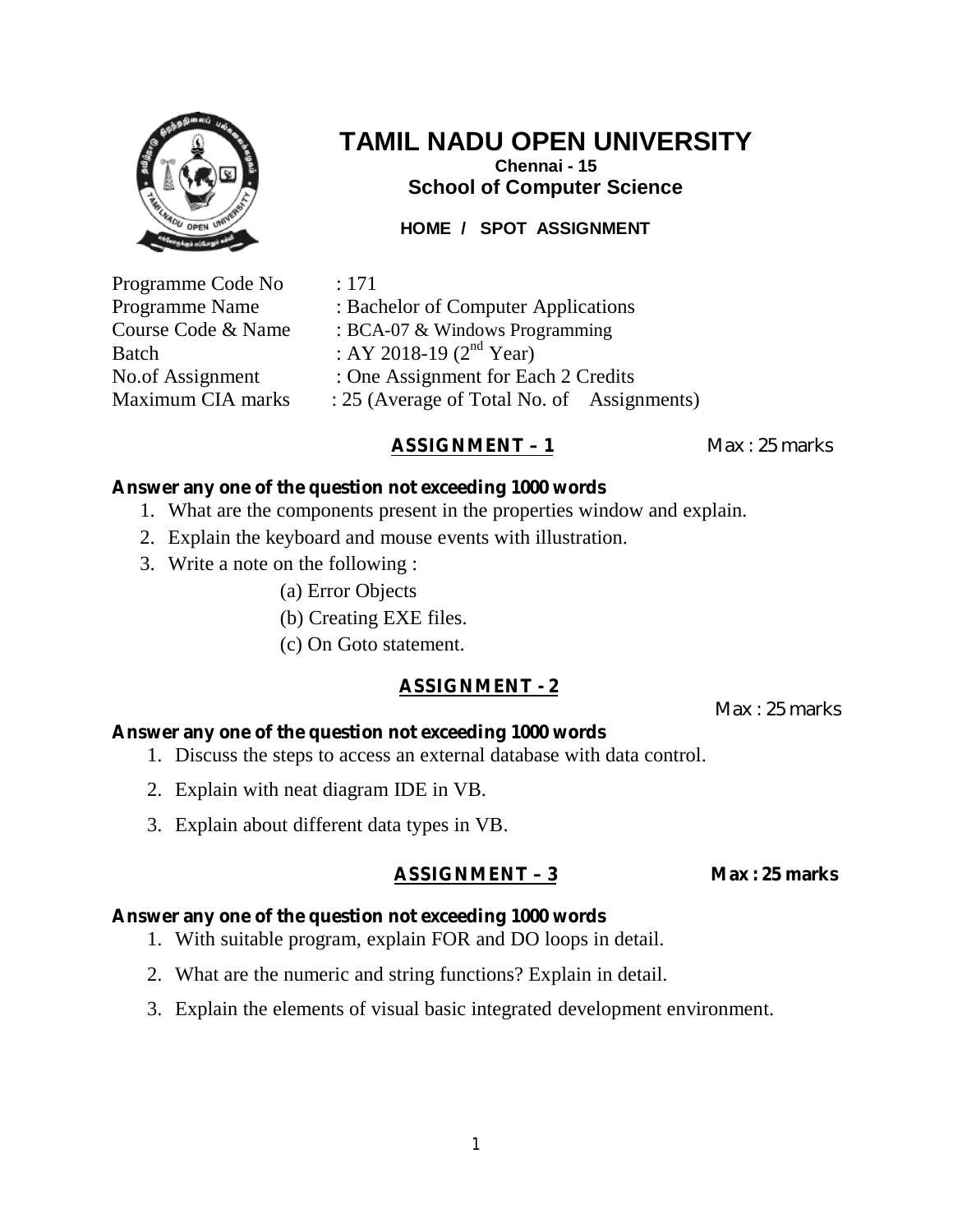# TAMIL NADU OPEN UNIVERSITY

**Chennai - 15**

**School of Computer Science**

**HOME / SPOT ASSIGNMENT**

| | |
|---|---|
| Programme Code No | : 171 |
| Programme Name | : Bachelor of Computer Applications |
| Course Code & Name | : BCA-07 & Windows Programming |
| Batch | : AY 2018-19 (2nd Year) |
| No.of Assignment | : One Assignment for Each 2 Credits |
| Maximum CIA marks | : 25 (Average of Total No. of Assignments) |

## ASSIGNMENT – 1

Max : 25 marks

**Answer any one of the question not exceeding 1000 words**

1. What are the components present in the properties window and explain.
2. Explain the keyboard and mouse events with illustration.
3. Write a note on the following :
   (a) Error Objects
   (b) Creating EXE files.
   (c) On Goto statement.

## ASSIGNMENT - 2

Max : 25 marks

**Answer any one of the question not exceeding 1000 words**

1. Discuss the steps to access an external database with data control.
2. Explain with neat diagram IDE in VB.
3. Explain about different data types in VB.

## ASSIGNMENT – 3

**Max : 25 marks**

**Answer any one of the question not exceeding 1000 words**

1. With suitable program, explain FOR and DO loops in detail.
2. What are the numeric and string functions? Explain in detail.
3. Explain the elements of visual basic integrated development environment.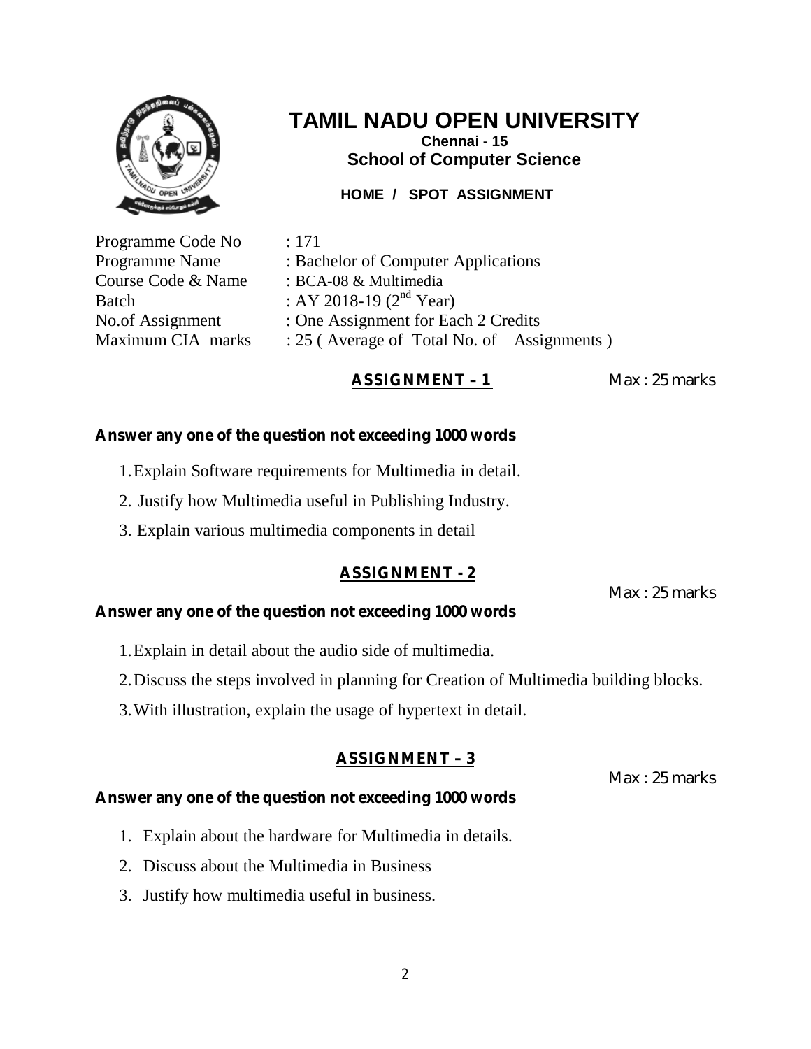# TAMIL NADU OPEN UNIVERSITY

**Chennai - 15**

**School of Computer Science**

**HOME / SPOT ASSIGNMENT**

| | |
|---|---|
| Programme Code No | : 171 |
| Programme Name | : Bachelor of Computer Applications |
| Course Code & Name | : BCA-08 & Multimedia |
| Batch | : AY 2018-19 (2nd Year) |
| No.of Assignment | : One Assignment for Each 2 Credits |
| Maximum CIA marks | : 25 ( Average of Total No. of Assignments ) |

## ASSIGNMENT – 1

Max : 25 marks

**Answer any one of the question not exceeding 1000 words**

1. Explain Software requirements for Multimedia in detail.
2. Justify how Multimedia useful in Publishing Industry.
3. Explain various multimedia components in detail

## ASSIGNMENT - 2

Max : 25 marks

**Answer any one of the question not exceeding 1000 words**

1. Explain in detail about the audio side of multimedia.
2. Discuss the steps involved in planning for Creation of Multimedia building blocks.
3. With illustration, explain the usage of hypertext in detail.

## ASSIGNMENT – 3

Max : 25 marks

**Answer any one of the question not exceeding 1000 words**

1. Explain about the hardware for Multimedia in details.
2. Discuss about the Multimedia in Business
3. Justify how multimedia useful in business.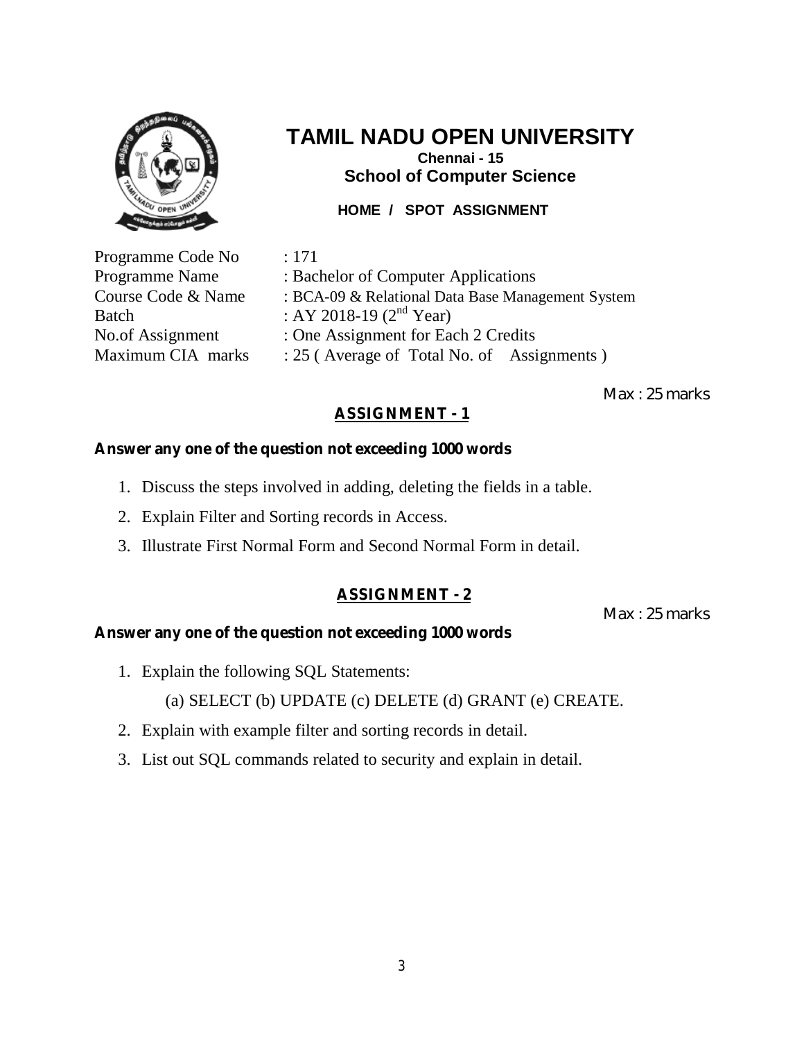# TAMIL NADU OPEN UNIVERSITY

**Chennai - 15**

**School of Computer Science**

**HOME / SPOT ASSIGNMENT**

Programme Code No : 171
Programme Name : Bachelor of Computer Applications
Course Code & Name : BCA-09 & Relational Data Base Management System
Batch : AY 2018-19 (2nd Year)
No.of Assignment : One Assignment for Each 2 Credits
Maximum CIA marks : 25 ( Average of Total No. of Assignments )

Max : 25 marks

## ASSIGNMENT - 1

**Answer any one of the question not exceeding 1000 words**

1. Discuss the steps involved in adding, deleting the fields in a table.
2. Explain Filter and Sorting records in Access.
3. Illustrate First Normal Form and Second Normal Form in detail.

## ASSIGNMENT - 2

Max : 25 marks

**Answer any one of the question not exceeding 1000 words**

1. Explain the following SQL Statements:

   (a) SELECT (b) UPDATE (c) DELETE (d) GRANT (e) CREATE.

2. Explain with example filter and sorting records in detail.
3. List out SQL commands related to security and explain in detail.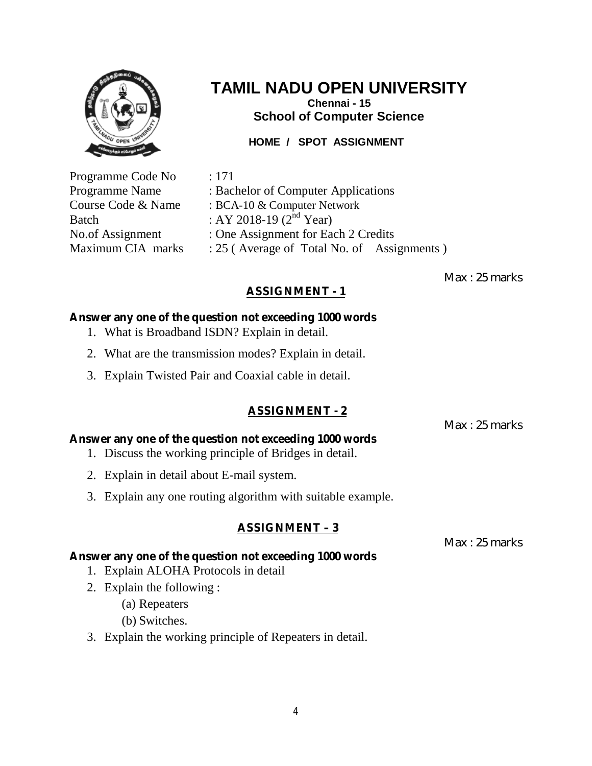# TAMIL NADU OPEN UNIVERSITY

**Chennai - 15**

**School of Computer Science**

**HOME / SPOT ASSIGNMENT**

Programme Code No : 171
Programme Name : Bachelor of Computer Applications
Course Code & Name : BCA-10 & Computer Network
Batch : AY 2018-19 (2nd Year)
No.of Assignment : One Assignment for Each 2 Credits
Maximum CIA marks : 25 ( Average of Total No. of Assignments )

Max : 25 marks

## ASSIGNMENT - 1

**Answer any one of the question not exceeding 1000 words**

1. What is Broadband ISDN? Explain in detail.
2. What are the transmission modes? Explain in detail.
3. Explain Twisted Pair and Coaxial cable in detail.

## ASSIGNMENT - 2

Max : 25 marks

**Answer any one of the question not exceeding 1000 words**

1. Discuss the working principle of Bridges in detail.
2. Explain in detail about E-mail system.
3. Explain any one routing algorithm with suitable example.

## ASSIGNMENT – 3

Max : 25 marks

**Answer any one of the question not exceeding 1000 words**

1. Explain ALOHA Protocols in detail
2. Explain the following :
   (a) Repeaters
   (b) Switches.
3. Explain the working principle of Repeaters in detail.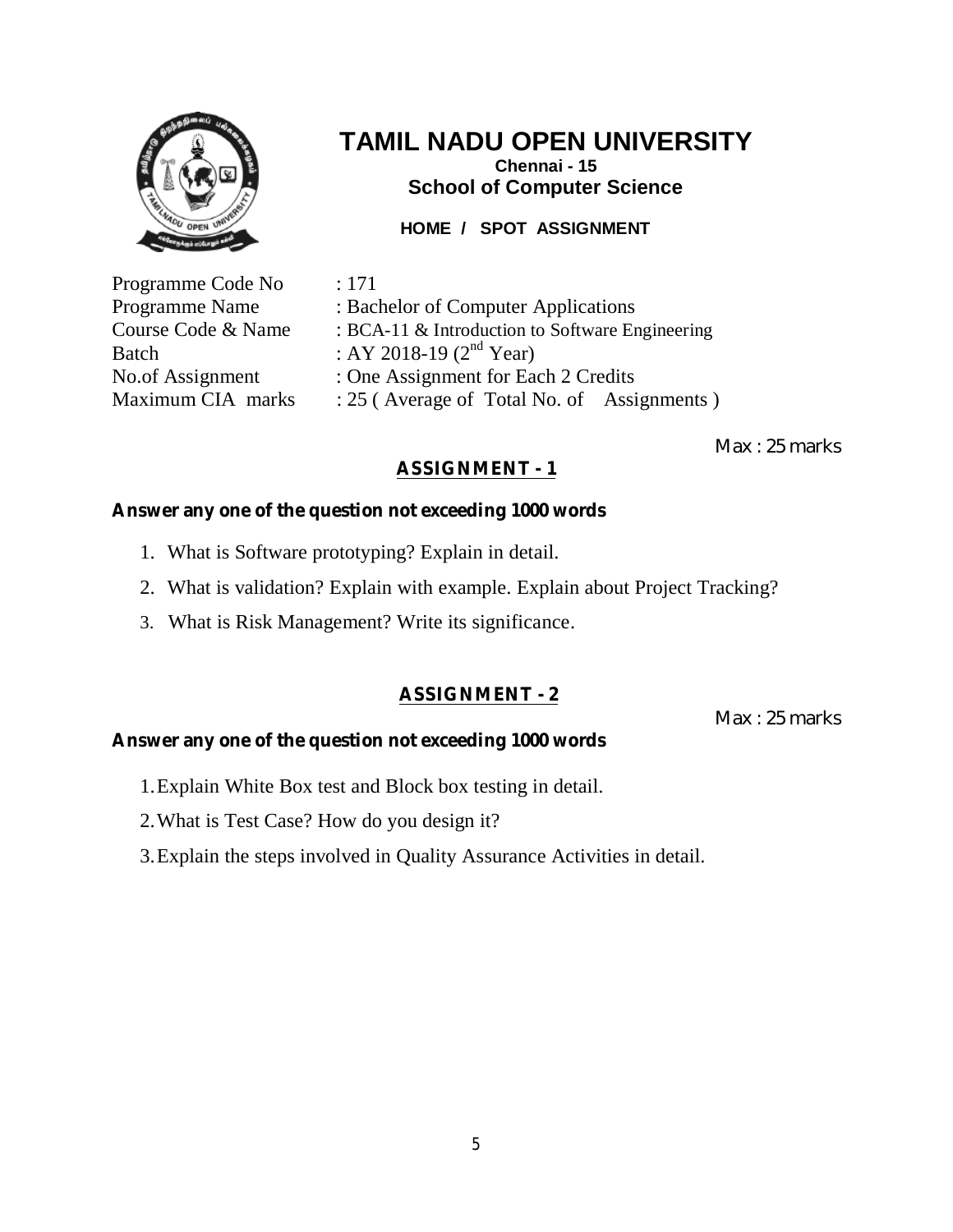# TAMIL NADU OPEN UNIVERSITY

**Chennai - 15**

**School of Computer Science**

**HOME / SPOT ASSIGNMENT**

| | |
|---|---|
| Programme Code No | : 171 |
| Programme Name | : Bachelor of Computer Applications |
| Course Code & Name | : BCA-11 & Introduction to Software Engineering |
| Batch | : AY 2018-19 (2nd Year) |
| No.of Assignment | : One Assignment for Each 2 Credits |
| Maximum CIA marks | : 25 ( Average of Total No. of Assignments ) |

Max : 25 marks

## ASSIGNMENT - 1

**Answer any one of the question not exceeding 1000 words**

1. What is Software prototyping? Explain in detail.
2. What is validation? Explain with example. Explain about Project Tracking?
3. What is Risk Management? Write its significance.

## ASSIGNMENT - 2

Max : 25 marks

**Answer any one of the question not exceeding 1000 words**

1. Explain White Box test and Block box testing in detail.
2. What is Test Case? How do you design it?
3. Explain the steps involved in Quality Assurance Activities in detail.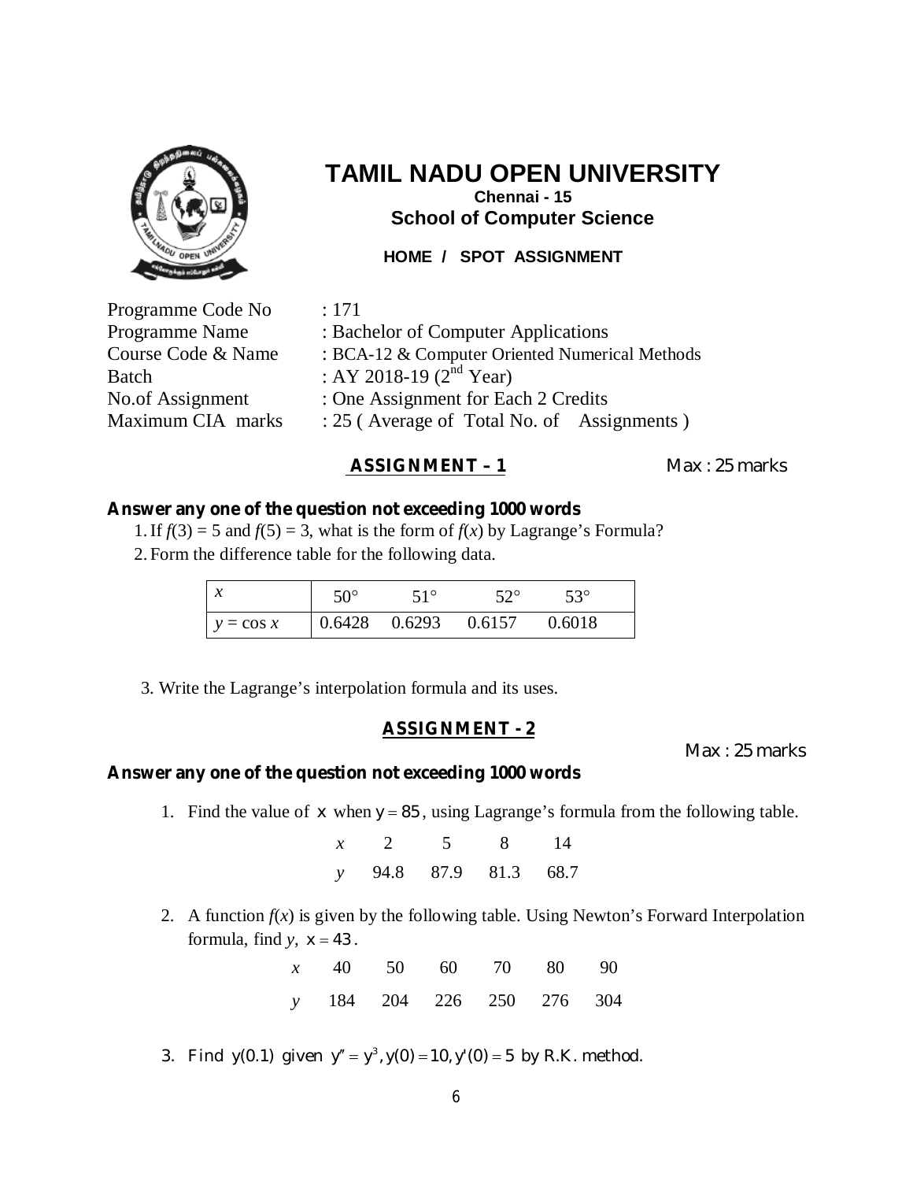# TAMIL NADU OPEN UNIVERSITY

**Chennai - 15**

**School of Computer Science**

**HOME / SPOT ASSIGNMENT**

Programme Code No : 171
Programme Name : Bachelor of Computer Applications
Course Code & Name : BCA-12 & Computer Oriented Numerical Methods
Batch : AY 2018-19 ($2^{nd}$ Year)
No.of Assignment : One Assignment for Each 2 Credits
Maximum CIA marks : 25 ( Average of Total No. of Assignments )

## ASSIGNMENT – 1

Max : 25 marks

**Answer any one of the question not exceeding 1000 words**

1. If $f(3) = 5$ and $f(5) = 3$, what is the form of $f(x)$ by Lagrange's Formula?
2. Form the difference table for the following data.

| $x$ | $50°$ | $51°$ | $52°$ | $53°$ |
|---|---|---|---|---|
| $y = \cos x$ | 0.6428 | 0.6293 | 0.6157 | 0.6018 |

3. Write the Lagrange's interpolation formula and its uses.

## ASSIGNMENT - 2

Max : 25 marks

**Answer any one of the question not exceeding 1000 words**

1. Find the value of $x$ when $y = 85$, using Lagrange's formula from the following table.

| $x$ | 2 | 5 | 8 | 14 |
|---|---|---|---|---|
| $y$ | 94.8 | 87.9 | 81.3 | 68.7 |

2. A function $f(x)$ is given by the following table. Using Newton's Forward Interpolation formula, find $y$, $x = 43$.

| $x$ | 40 | 50 | 60 | 70 | 80 | 90 |
|---|---|---|---|---|---|---|
| $y$ | 184 | 204 | 226 | 250 | 276 | 304 |

3. Find $y(0.1)$ given $y'' = y^3, y(0) = 10, y'(0) = 5$ by R.K. method.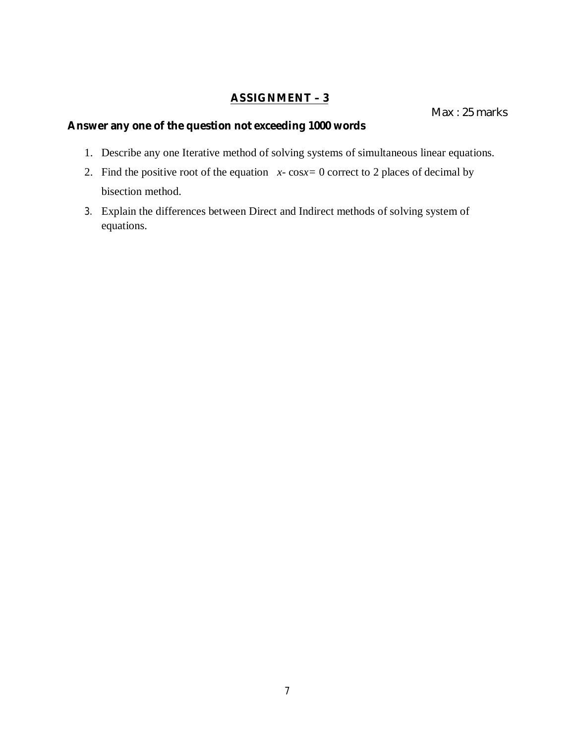## ASSIGNMENT – 3

Max : 25 marks

**Answer any one of the question not exceeding 1000 words**

1. Describe any one Iterative method of solving systems of simultaneous linear equations.
2. Find the positive root of the equation $x - \cos x = 0$ correct to 2 places of decimal by bisection method.
3. Explain the differences between Direct and Indirect methods of solving system of equations.